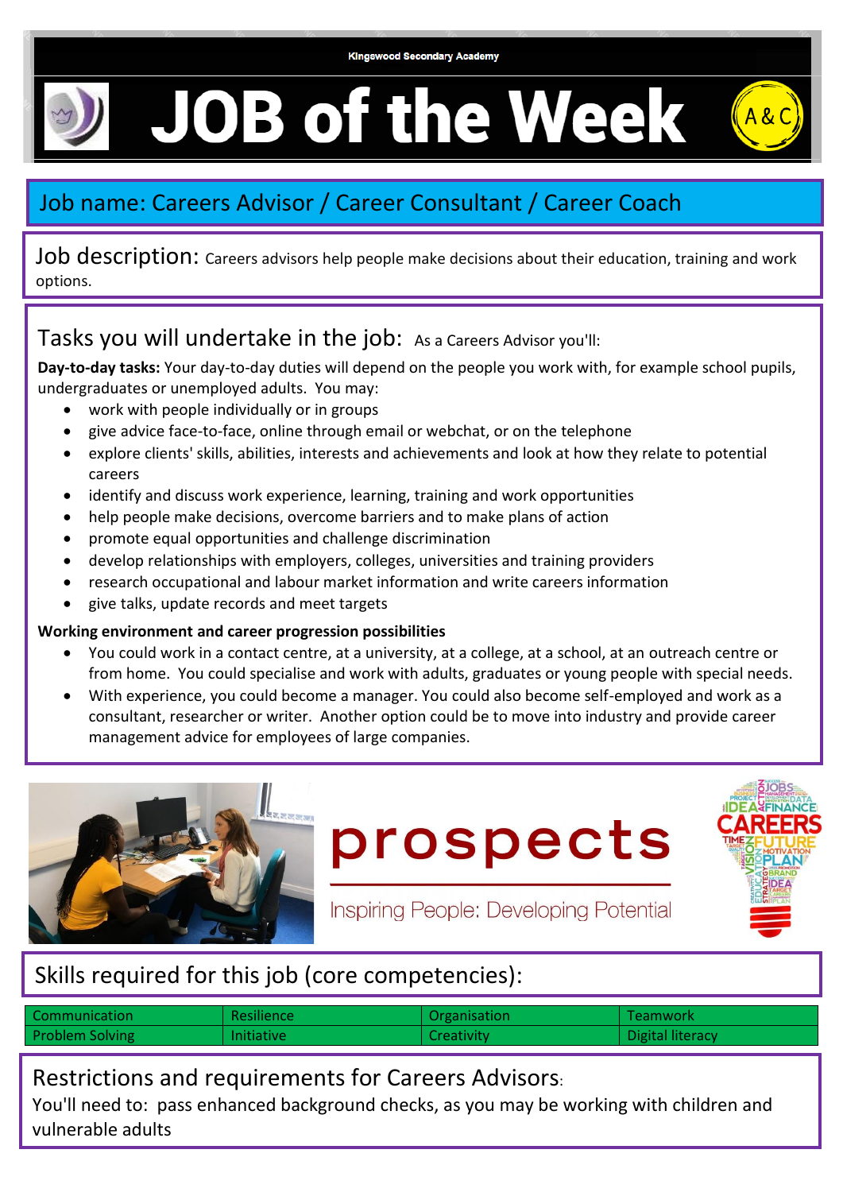Kingswood Secondary Academy

# JOB of the Week

A&C

## Job name: Careers Advisor / Career Consultant / Career Coach

**Job description:** Careers advisors help people make decisions about their education, training and work options.

## Tasks you will undertake in the job:

As a Careers Advisor you'll:

**Day-to-day tasks:** Your day-to-day duties will depend on the people you work with, for example school pupils, undergraduates or unemployed adults. You may:

- work with people individually or in groups
- give advice face-to-face, online through email or webchat, or on the telephone
- explore clients' skills, abilities, interests and achievements and look at how they relate to potential careers
- identify and discuss work experience, learning, training and work opportunities
- help people make decisions, overcome barriers and to make plans of action
- promote equal opportunities and challenge discrimination
- develop relationships with employers, colleges, universities and training providers
- research occupational and labour market information and write careers information
- give talks, update records and meet targets

**Working environment and career progression possibilities**

- You could work in a contact centre, at a university, at a college, at a school, at an outreach centre or from home. You could specialise and work with adults, graduates or young people with special needs.
- With experience, you could become a manager. You could also become self-employed and work as a consultant, researcher or writer. Another option could be to move into industry and provide career management advice for employees of large companies.

prospects

Inspiring People: Developing Potential

## Skills required for this job (core competencies):

| Communication | Resilience | Organisation | Teamwork |
|---|---|---|---|
| Problem Solving | Initiative | Creativity | Digital literacy |

## Restrictions and requirements for Careers Advisors:

You'll need to: pass enhanced background checks, as you may be working with children and vulnerable adults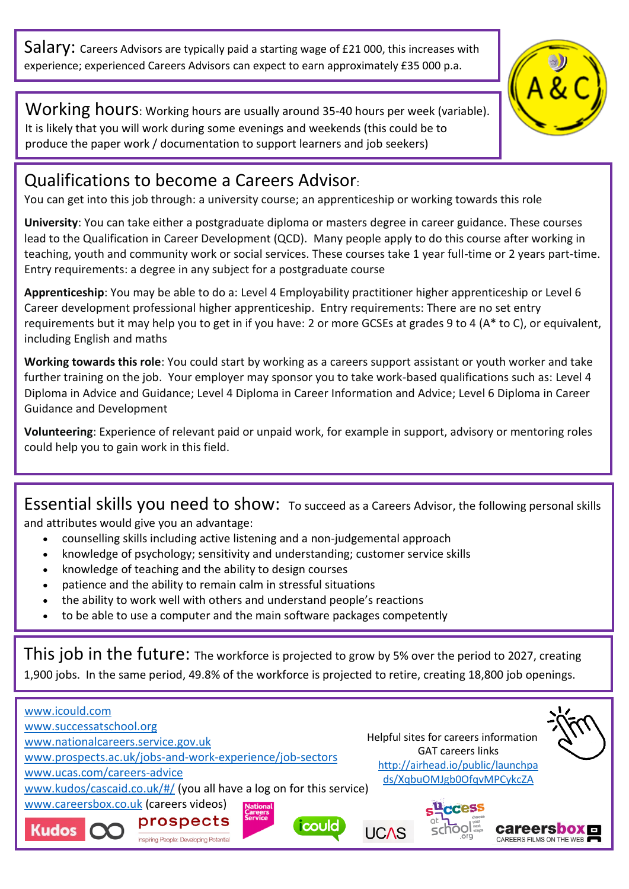**Salary:** Careers Advisors are typically paid a starting wage of £21 000, this increases with experience; experienced Careers Advisors can expect to earn approximately £35 000 p.a.

**Working hours:** Working hours are usually around 35-40 hours per week (variable). It is likely that you will work during some evenings and weekends (this could be to produce the paper work / documentation to support learners and job seekers)

## Qualifications to become a Careers Advisor:

You can get into this job through: a university course; an apprenticeship or working towards this role

**University**: You can take either a postgraduate diploma or masters degree in career guidance. These courses lead to the Qualification in Career Development (QCD). Many people apply to do this course after working in teaching, youth and community work or social services. These courses take 1 year full-time or 2 years part-time. Entry requirements: a degree in any subject for a postgraduate course

**Apprenticeship**: You may be able to do a: Level 4 Employability practitioner higher apprenticeship or Level 6 Career development professional higher apprenticeship. Entry requirements: There are no set entry requirements but it may help you to get in if you have: 2 or more GCSEs at grades 9 to 4 (A* to C), or equivalent, including English and maths

**Working towards this role**: You could start by working as a careers support assistant or youth worker and take further training on the job. Your employer may sponsor you to take work-based qualifications such as: Level 4 Diploma in Advice and Guidance; Level 4 Diploma in Career Information and Advice; Level 6 Diploma in Career Guidance and Development

**Volunteering**: Experience of relevant paid or unpaid work, for example in support, advisory or mentoring roles could help you to gain work in this field.

## Essential skills you need to show:

To succeed as a Careers Advisor, the following personal skills and attributes would give you an advantage:

- counselling skills including active listening and a non-judgemental approach
- knowledge of psychology; sensitivity and understanding; customer service skills
- knowledge of teaching and the ability to design courses
- patience and the ability to remain calm in stressful situations
- the ability to work well with others and understand people's reactions
- to be able to use a computer and the main software packages competently

## This job in the future:

The workforce is projected to grow by 5% over the period to 2027, creating 1,900 jobs. In the same period, 49.8% of the workforce is projected to retire, creating 18,800 job openings.

www.icould.com
www.successatschool.org
www.nationalcareers.service.gov.uk
www.prospects.ac.uk/jobs-and-work-experience/job-sectors
www.ucas.com/careers-advice
www.kudos/cascaid.co.uk/#/ (you all have a log on for this service)
www.careersbox.co.uk (careers videos)

Helpful sites for careers information
GAT careers links
http://airhead.io/public/launchpads/XqbuOMJgb0OfqvMPCykcZA